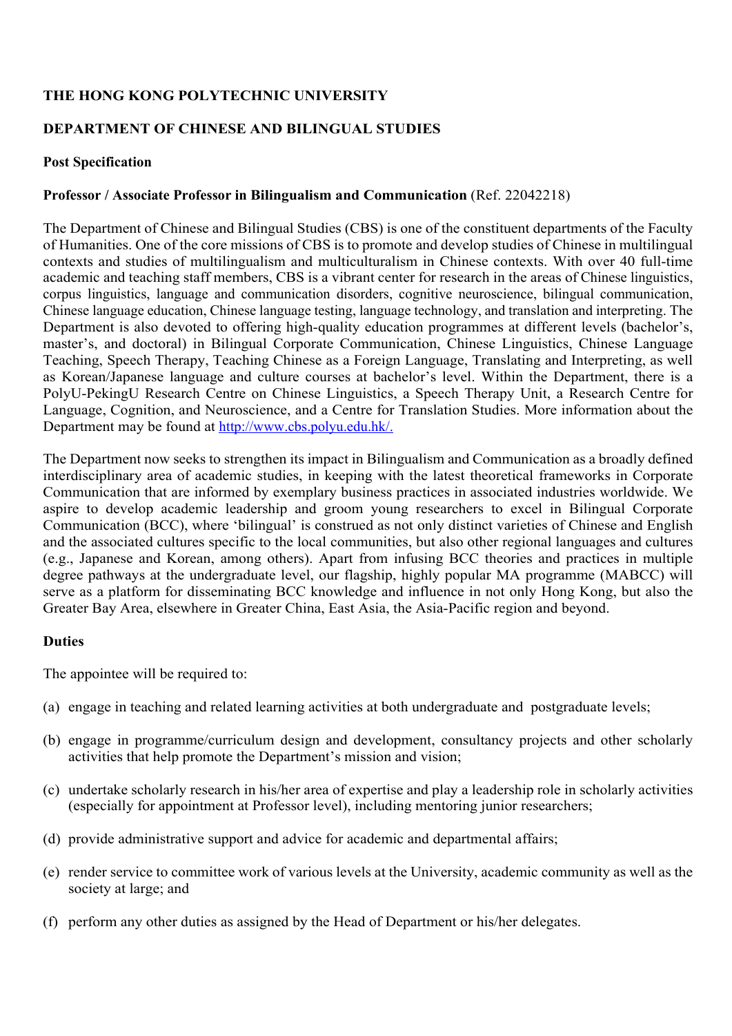**THE HONG KONG POLYTECHNIC UNIVERSITY**

**DEPARTMENT OF CHINESE AND BILINGUAL STUDIES**

**Post Specification**

**Professor / Associate Professor in Bilingualism and Communication** (Ref. 22042218)

The Department of Chinese and Bilingual Studies (CBS) is one of the constituent departments of the Faculty of Humanities. One of the core missions of CBS is to promote and develop studies of Chinese in multilingual contexts and studies of multilingualism and multiculturalism in Chinese contexts. With over 40 full-time academic and teaching staff members, CBS is a vibrant center for research in the areas of Chinese linguistics, corpus linguistics, language and communication disorders, cognitive neuroscience, bilingual communication, Chinese language education, Chinese language testing, language technology, and translation and interpreting. The Department is also devoted to offering high-quality education programmes at different levels (bachelor's, master's, and doctoral) in Bilingual Corporate Communication, Chinese Linguistics, Chinese Language Teaching, Speech Therapy, Teaching Chinese as a Foreign Language, Translating and Interpreting, as well as Korean/Japanese language and culture courses at bachelor's level. Within the Department, there is a PolyU-PekingU Research Centre on Chinese Linguistics, a Speech Therapy Unit, a Research Centre for Language, Cognition, and Neuroscience, and a Centre for Translation Studies. More information about the Department may be found at http://www.cbs.polyu.edu.hk/.

The Department now seeks to strengthen its impact in Bilingualism and Communication as a broadly defined interdisciplinary area of academic studies, in keeping with the latest theoretical frameworks in Corporate Communication that are informed by exemplary business practices in associated industries worldwide. We aspire to develop academic leadership and groom young researchers to excel in Bilingual Corporate Communication (BCC), where 'bilingual' is construed as not only distinct varieties of Chinese and English and the associated cultures specific to the local communities, but also other regional languages and cultures (e.g., Japanese and Korean, among others). Apart from infusing BCC theories and practices in multiple degree pathways at the undergraduate level, our flagship, highly popular MA programme (MABCC) will serve as a platform for disseminating BCC knowledge and influence in not only Hong Kong, but also the Greater Bay Area, elsewhere in Greater China, East Asia, the Asia-Pacific region and beyond.

**Duties**

The appointee will be required to:

(a) engage in teaching and related learning activities at both undergraduate and postgraduate levels;

(b) engage in programme/curriculum design and development, consultancy projects and other scholarly activities that help promote the Department's mission and vision;

(c) undertake scholarly research in his/her area of expertise and play a leadership role in scholarly activities (especially for appointment at Professor level), including mentoring junior researchers;

(d) provide administrative support and advice for academic and departmental affairs;

(e) render service to committee work of various levels at the University, academic community as well as the society at large; and

(f) perform any other duties as assigned by the Head of Department or his/her delegates.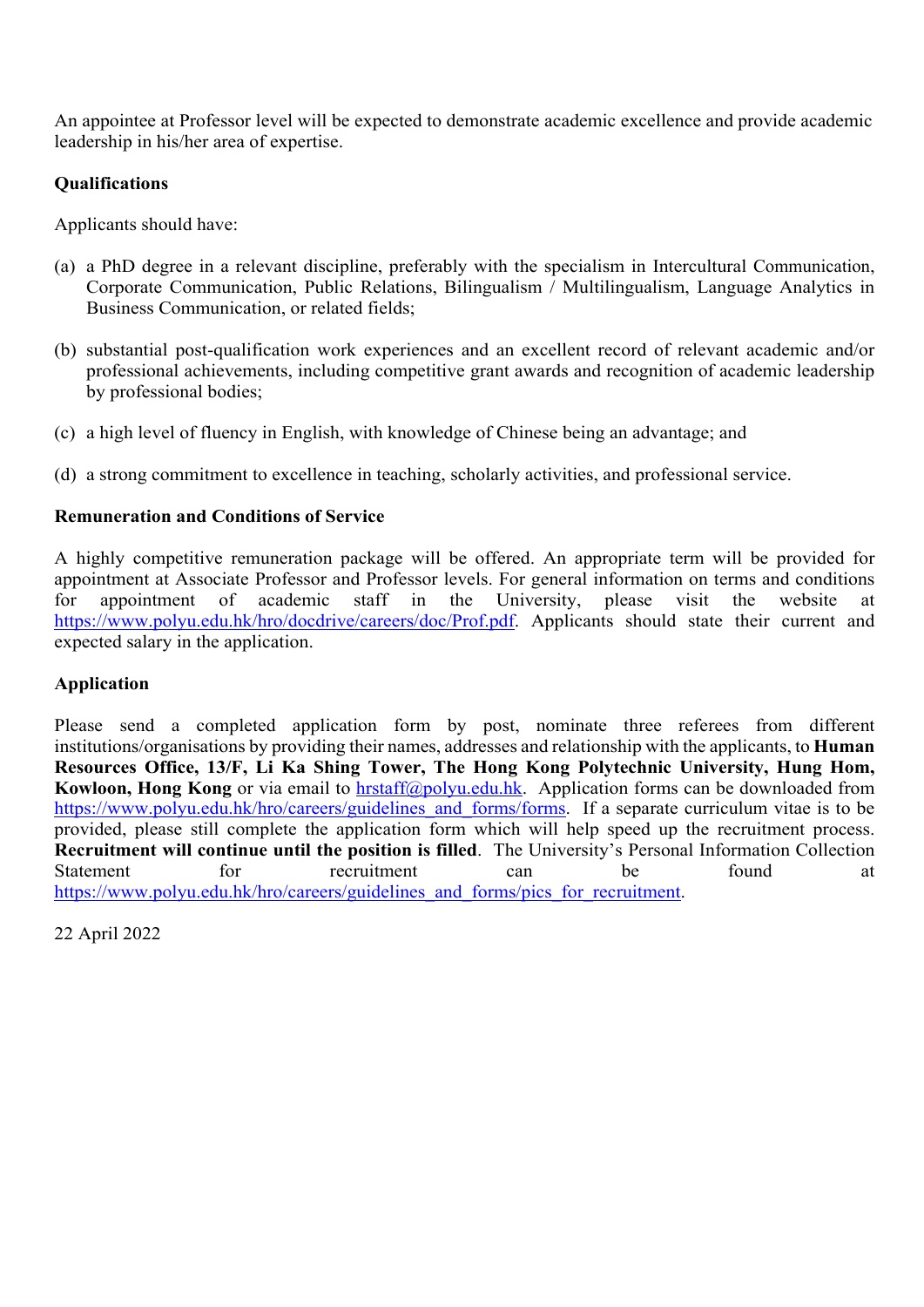An appointee at Professor level will be expected to demonstrate academic excellence and provide academic leadership in his/her area of expertise.

**Qualifications**

Applicants should have:

(a) a PhD degree in a relevant discipline, preferably with the specialism in Intercultural Communication, Corporate Communication, Public Relations, Bilingualism / Multilingualism, Language Analytics in Business Communication, or related fields;

(b) substantial post-qualification work experiences and an excellent record of relevant academic and/or professional achievements, including competitive grant awards and recognition of academic leadership by professional bodies;

(c) a high level of fluency in English, with knowledge of Chinese being an advantage; and

(d) a strong commitment to excellence in teaching, scholarly activities, and professional service.

**Remuneration and Conditions of Service**

A highly competitive remuneration package will be offered. An appropriate term will be provided for appointment at Associate Professor and Professor levels. For general information on terms and conditions for appointment of academic staff in the University, please visit the website at https://www.polyu.edu.hk/hro/docdrive/careers/doc/Prof.pdf. Applicants should state their current and expected salary in the application.

**Application**

Please send a completed application form by post, nominate three referees from different institutions/organisations by providing their names, addresses and relationship with the applicants, to **Human Resources Office, 13/F, Li Ka Shing Tower, The Hong Kong Polytechnic University, Hung Hom, Kowloon, Hong Kong** or via email to hrstaff@polyu.edu.hk. Application forms can be downloaded from https://www.polyu.edu.hk/hro/careers/guidelines_and_forms/forms. If a separate curriculum vitae is to be provided, please still complete the application form which will help speed up the recruitment process. **Recruitment will continue until the position is filled**. The University's Personal Information Collection Statement for recruitment can be found at https://www.polyu.edu.hk/hro/careers/guidelines_and_forms/pics_for_recruitment.

22 April 2022